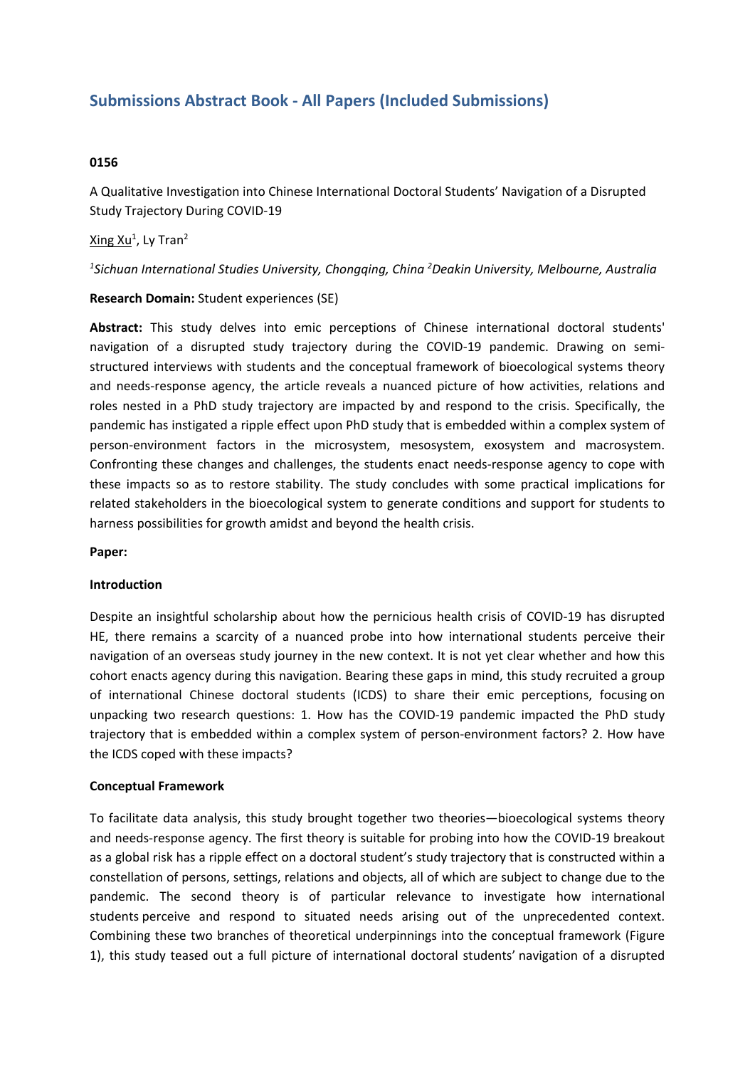# Submissions Abstract Book - All Papers (Included Submissions)

**0156**

A Qualitative Investigation into Chinese International Doctoral Students' Navigation of a Disrupted Study Trajectory During COVID-19

Xing Xu[1], Ly Tran[2]

*[1]Sichuan International Studies University, Chongqing, China [2]Deakin University, Melbourne, Australia*

**Research Domain:** Student experiences (SE)

**Abstract:** This study delves into emic perceptions of Chinese international doctoral students' navigation of a disrupted study trajectory during the COVID-19 pandemic. Drawing on semi-structured interviews with students and the conceptual framework of bioecological systems theory and needs-response agency, the article reveals a nuanced picture of how activities, relations and roles nested in a PhD study trajectory are impacted by and respond to the crisis. Specifically, the pandemic has instigated a ripple effect upon PhD study that is embedded within a complex system of person-environment factors in the microsystem, mesosystem, exosystem and macrosystem. Confronting these changes and challenges, the students enact needs-response agency to cope with these impacts so as to restore stability. The study concludes with some practical implications for related stakeholders in the bioecological system to generate conditions and support for students to harness possibilities for growth amidst and beyond the health crisis.

**Paper:**

**Introduction**

Despite an insightful scholarship about how the pernicious health crisis of COVID-19 has disrupted HE, there remains a scarcity of a nuanced probe into how international students perceive their navigation of an overseas study journey in the new context. It is not yet clear whether and how this cohort enacts agency during this navigation. Bearing these gaps in mind, this study recruited a group of international Chinese doctoral students (ICDS) to share their emic perceptions, focusing on unpacking two research questions: 1. How has the COVID-19 pandemic impacted the PhD study trajectory that is embedded within a complex system of person-environment factors? 2. How have the ICDS coped with these impacts?

**Conceptual Framework**

To facilitate data analysis, this study brought together two theories—bioecological systems theory and needs-response agency. The first theory is suitable for probing into how the COVID-19 breakout as a global risk has a ripple effect on a doctoral student's study trajectory that is constructed within a constellation of persons, settings, relations and objects, all of which are subject to change due to the pandemic. The second theory is of particular relevance to investigate how international students perceive and respond to situated needs arising out of the unprecedented context. Combining these two branches of theoretical underpinnings into the conceptual framework (Figure 1), this study teased out a full picture of international doctoral students' navigation of a disrupted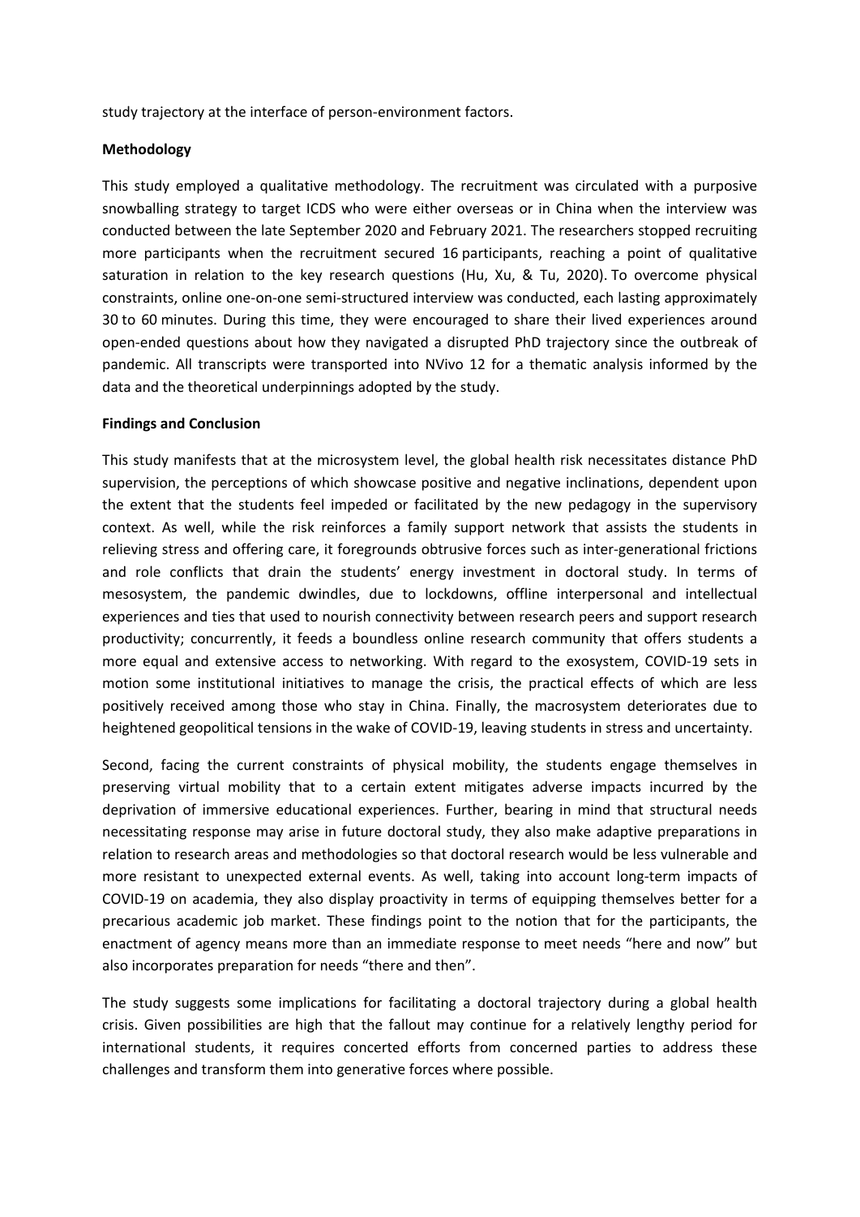study trajectory at the interface of person-environment factors.

**Methodology**

This study employed a qualitative methodology. The recruitment was circulated with a purposive snowballing strategy to target ICDS who were either overseas or in China when the interview was conducted between the late September 2020 and February 2021. The researchers stopped recruiting more participants when the recruitment secured 16 participants, reaching a point of qualitative saturation in relation to the key research questions (Hu, Xu, & Tu, 2020). To overcome physical constraints, online one-on-one semi-structured interview was conducted, each lasting approximately 30 to 60 minutes. During this time, they were encouraged to share their lived experiences around open-ended questions about how they navigated a disrupted PhD trajectory since the outbreak of pandemic. All transcripts were transported into NVivo 12 for a thematic analysis informed by the data and the theoretical underpinnings adopted by the study.

**Findings and Conclusion**

This study manifests that at the microsystem level, the global health risk necessitates distance PhD supervision, the perceptions of which showcase positive and negative inclinations, dependent upon the extent that the students feel impeded or facilitated by the new pedagogy in the supervisory context. As well, while the risk reinforces a family support network that assists the students in relieving stress and offering care, it foregrounds obtrusive forces such as inter-generational frictions and role conflicts that drain the students' energy investment in doctoral study. In terms of mesosystem, the pandemic dwindles, due to lockdowns, offline interpersonal and intellectual experiences and ties that used to nourish connectivity between research peers and support research productivity; concurrently, it feeds a boundless online research community that offers students a more equal and extensive access to networking. With regard to the exosystem, COVID-19 sets in motion some institutional initiatives to manage the crisis, the practical effects of which are less positively received among those who stay in China. Finally, the macrosystem deteriorates due to heightened geopolitical tensions in the wake of COVID-19, leaving students in stress and uncertainty.

Second, facing the current constraints of physical mobility, the students engage themselves in preserving virtual mobility that to a certain extent mitigates adverse impacts incurred by the deprivation of immersive educational experiences. Further, bearing in mind that structural needs necessitating response may arise in future doctoral study, they also make adaptive preparations in relation to research areas and methodologies so that doctoral research would be less vulnerable and more resistant to unexpected external events. As well, taking into account long-term impacts of COVID-19 on academia, they also display proactivity in terms of equipping themselves better for a precarious academic job market. These findings point to the notion that for the participants, the enactment of agency means more than an immediate response to meet needs "here and now" but also incorporates preparation for needs "there and then".

The study suggests some implications for facilitating a doctoral trajectory during a global health crisis. Given possibilities are high that the fallout may continue for a relatively lengthy period for international students, it requires concerted efforts from concerned parties to address these challenges and transform them into generative forces where possible.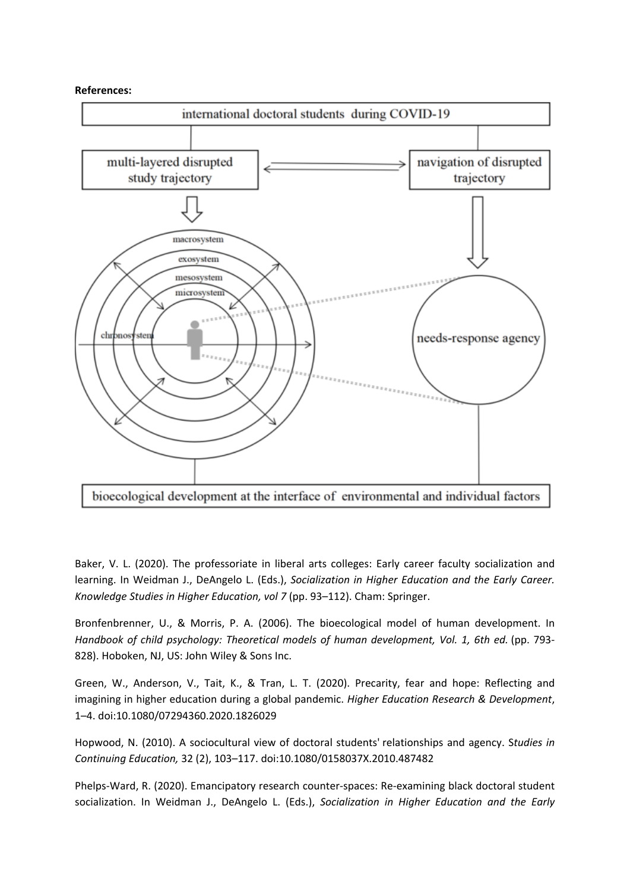**References:**

Baker, V. L. (2020). The professoriate in liberal arts colleges: Early career faculty socialization and learning. In Weidman J., DeAngelo L. (Eds.), *Socialization in Higher Education and the Early Career. Knowledge Studies in Higher Education, vol 7* (pp. 93–112). Cham: Springer.

Bronfenbrenner, U., & Morris, P. A. (2006). The bioecological model of human development. In *Handbook of child psychology: Theoretical models of human development, Vol. 1, 6th ed.* (pp. 793-828). Hoboken, NJ, US: John Wiley & Sons Inc.

Green, W., Anderson, V., Tait, K., & Tran, L. T. (2020). Precarity, fear and hope: Reflecting and imagining in higher education during a global pandemic. *Higher Education Research & Development*, 1–4. doi:10.1080/07294360.2020.1826029

Hopwood, N. (2010). A sociocultural view of doctoral students' relationships and agency. S*tudies in Continuing Education,* 32 (2), 103–117. doi:10.1080/0158037X.2010.487482

Phelps-Ward, R. (2020). Emancipatory research counter-spaces: Re-examining black doctoral student socialization. In Weidman J., DeAngelo L. (Eds.), *Socialization in Higher Education and the Early*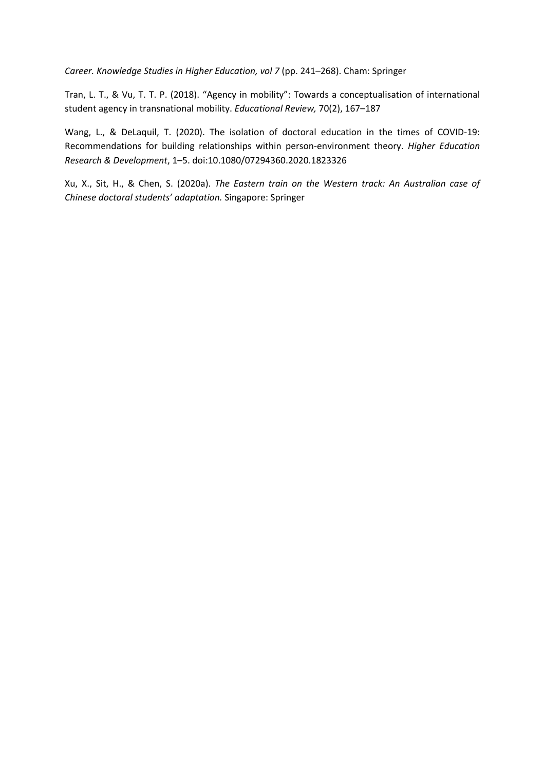*Career. Knowledge Studies in Higher Education, vol 7* (pp. 241–268). Cham: Springer

Tran, L. T., & Vu, T. T. P. (2018). "Agency in mobility": Towards a conceptualisation of international student agency in transnational mobility. *Educational Review,* 70(2), 167–187

Wang, L., & DeLaquil, T. (2020). The isolation of doctoral education in the times of COVID-19: Recommendations for building relationships within person-environment theory. *Higher Education Research & Development*, 1–5. doi:10.1080/07294360.2020.1823326

Xu, X., Sit, H., & Chen, S. (2020a). *The Eastern train on the Western track: An Australian case of Chinese doctoral students' adaptation.* Singapore: Springer